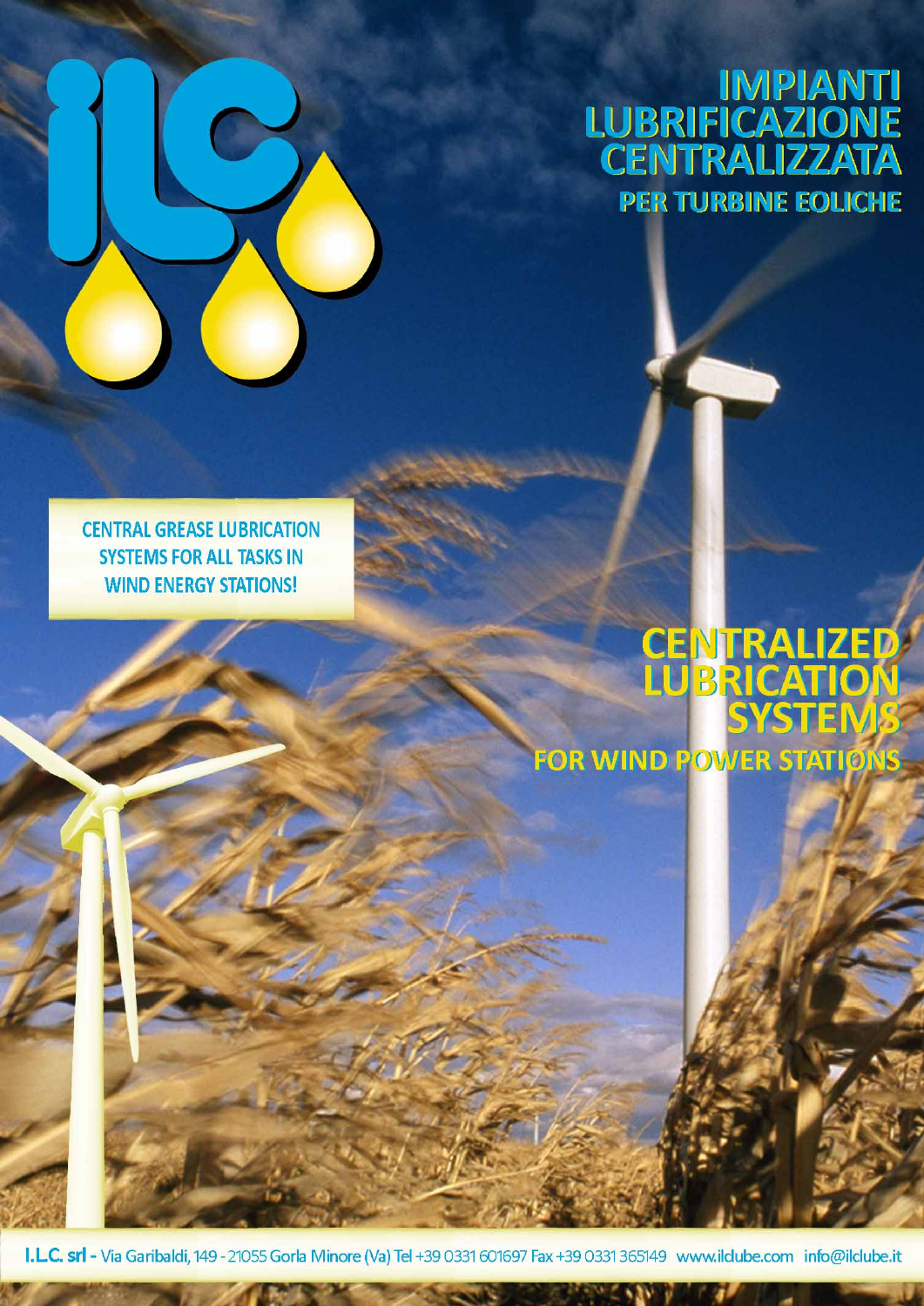# IMPIANTI LUBRIFICAZIONE CENTRALIZZATA

## PER TURBINE EOLICHE

**CENTRAL GREASE LUBRICATION SYSTEMS FOR ALL TASKS IN WIND ENERGY STATIONS!**

# CENTRALIZED LUBRICATION SYSTEMS

## FOR WIND POWER STATIONS

**I.L.C. srl -** Via Garibaldi, 149 - 21055 Gorla Minore (Va) Tel +39 0331 601697 Fax +39 0331 365149 www.ilclube.com info@ilclube.it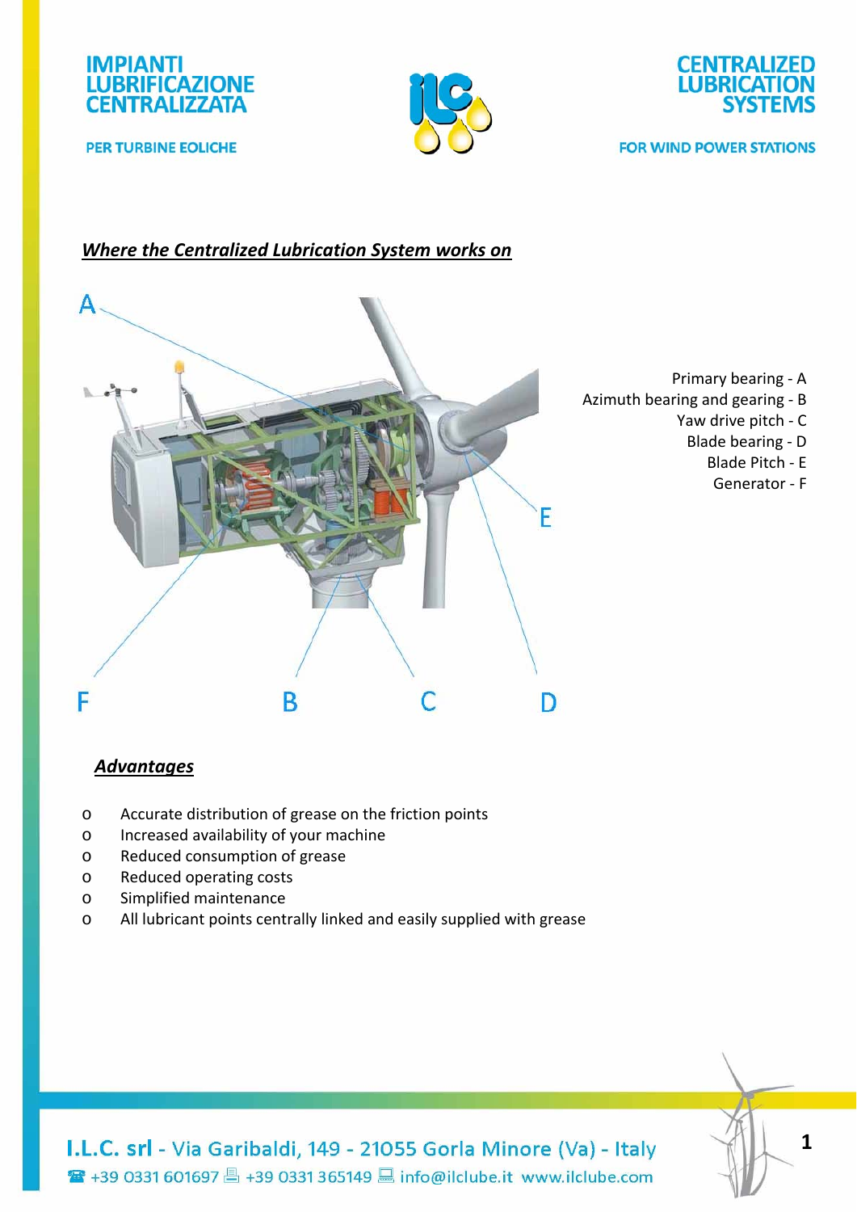IMPIANTI LUBRIFICAZIONE CENTRALIZZATA

PER TURBINE EOLICHE

CENTRALIZED LUBRICATION SYSTEMS

FOR WIND POWER STATIONS

## ***Where the Centralized Lubrication System works on***

A

E

F B C D

Primary bearing - A
Azimuth bearing and gearing - B
Yaw drive pitch - C
Blade bearing - D
Blade Pitch - E
Generator - F

## ***Advantages***

- Accurate distribution of grease on the friction points
- Increased availability of your machine
- Reduced consumption of grease
- Reduced operating costs
- Simplified maintenance
- All lubricant points centrally linked and easily supplied with grease

I.L.C. srl - Via Garibaldi, 149 - 21055 Gorla Minore (Va) - Italy
☎ +39 0331 601697 🖷 +39 0331 365149 💻 info@ilclube.it www.ilclube.com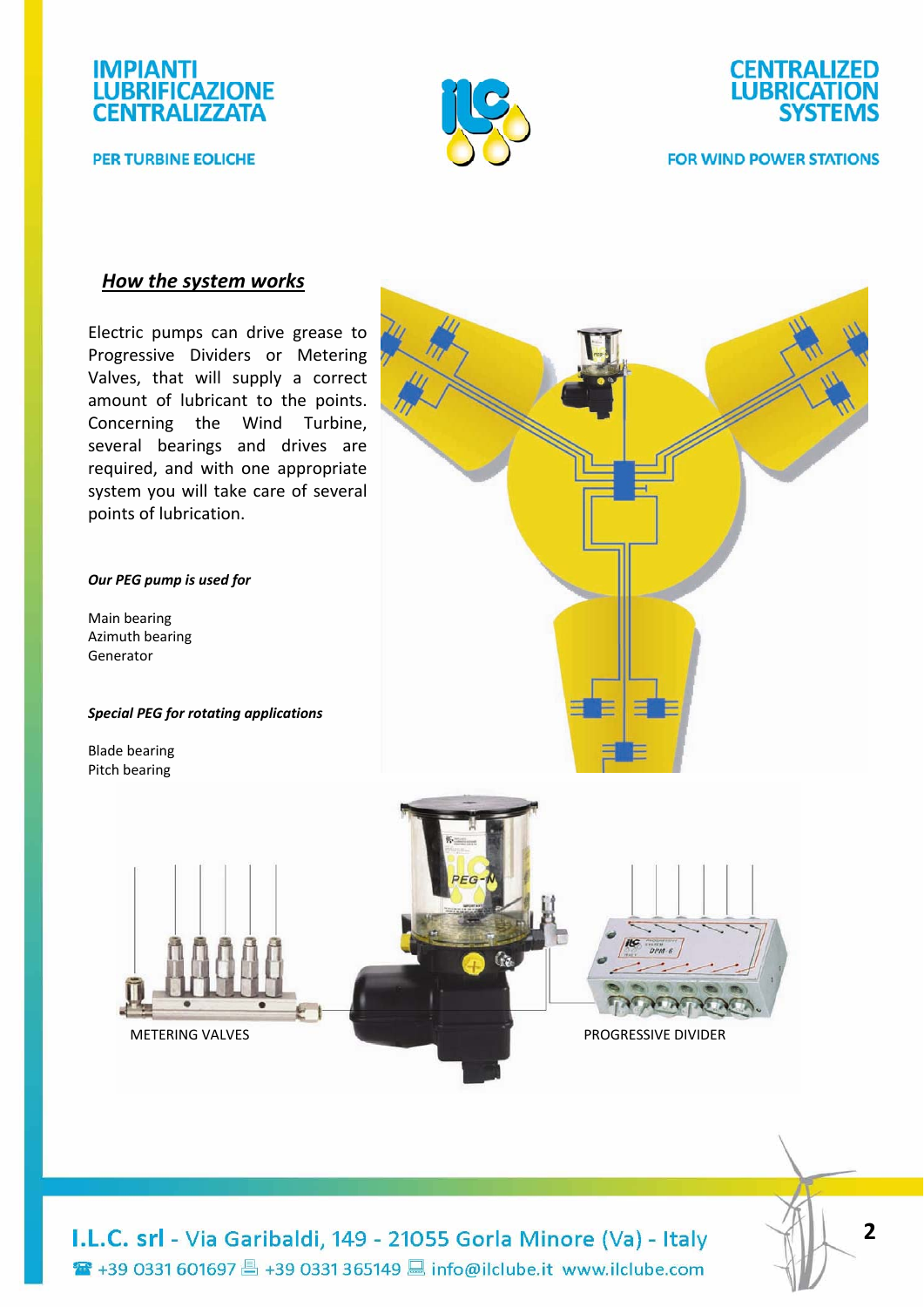## How the system works

Electric pumps can drive grease to Progressive Dividers or Metering Valves, that will supply a correct amount of lubricant to the points. Concerning the Wind Turbine, several bearings and drives are required, and with one appropriate system you will take care of several points of lubrication.

***Our PEG pump is used for***

Main bearing
Azimuth bearing
Generator

***Special PEG for rotating applications***

Blade bearing
Pitch bearing

METERING VALVES

PROGRESSIVE DIVIDER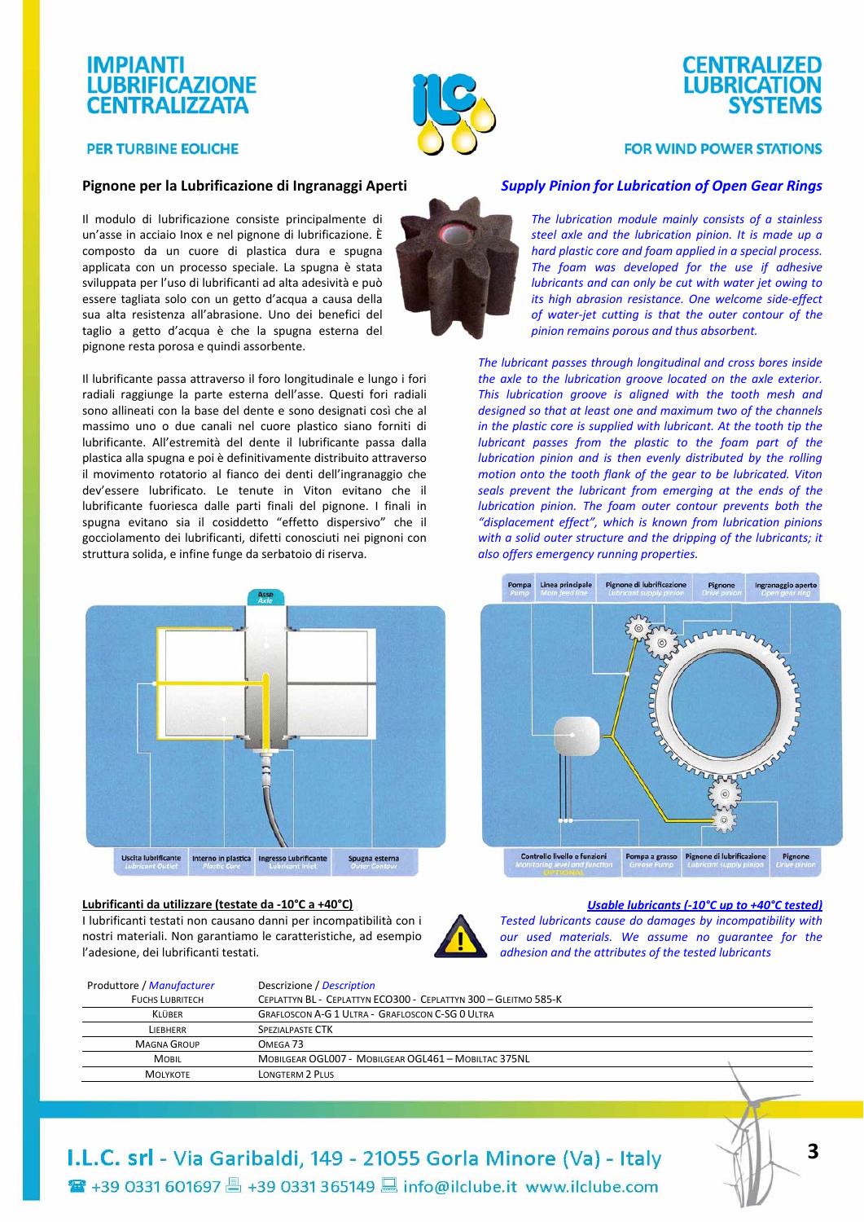# IMPIANTI LUBRIFICAZIONE CENTRALIZZATA

## PER TURBINE EOLICHE

# CENTRALIZED LUBRICATION SYSTEMS

## FOR WIND POWER STATIONS

### Pignone per la Lubrificazione di Ingranaggi Aperti

Il modulo di lubrificazione consiste principalmente di un'asse in acciaio Inox e nel pignone di lubrificazione. È composto da un cuore di plastica dura e spugna applicata con un processo speciale. La spugna è stata sviluppata per l'uso di lubrificanti ad alta adesività e può essere tagliata solo con un getto d'acqua a causa della sua alta resistenza all'abrasione. Uno dei benefici del taglio a getto d'acqua è che la spugna esterna del pignone resta porosa e quindi assorbente.

Il lubrificante passa attraverso il foro longitudinale e lungo i fori radiali raggiunge la parte esterna dell'asse. Questi fori radiali sono allineati con la base del dente e sono designati così che al massimo uno o due canali nel cuore plastico siano forniti di lubrificante. All'estremità del dente il lubrificante passa dalla plastica alla spugna e poi è definitivamente distribuito attraverso il movimento rotatorio al fianco dei denti dell'ingranaggio che dev'essere lubrificato. Le tenute in Viton evitano che il lubrificante fuoriesca dalle parti finali del pignone. I finali in spugna evitano sia il cosiddetto "effetto dispersivo" che il gocciolamento dei lubrificanti, difetti conosciuti nei pignoni con struttura solida, e infine funge da serbatoio di riserva.

### *Supply Pinion for Lubrication of Open Gear Rings*

*The lubrication module mainly consists of a stainless steel axle and the lubrication pinion. It is made up a hard plastic core and foam applied in a special process. The foam was developed for the use if adhesive lubricants and can only be cut with water jet owing to its high abrasion resistance. One welcome side-effect of water-jet cutting is that the outer contour of the pinion remains porous and thus absorbent.*

*The lubricant passes through longitudinal and cross bores inside the axle to the lubrication groove located on the axle exterior. This lubrication groove is aligned with the tooth mesh and designed so that at least one and maximum two of the channels in the plastic core is supplied with lubricant. At the tooth tip the lubricant passes from the plastic to the foam part of the lubrication pinion and is then evenly distributed by the rolling motion onto the tooth flank of the gear to be lubricated. Viton seals prevent the lubricant from emerging at the ends of the lubrication pinion. The foam outer contour prevents both the "displacement effect", which is known from lubrication pinions with a solid outer structure and the dripping of the lubricants; it also offers emergency running properties.*

Asse / *Axle* — Uscita lubrificante / *Lubricant Outlet* — Interno in plastica / *Plastic Core* — Ingresso Lubrificante / *Lubricant Inlet* — Spugna esterna / *Outer Contour*

Pompa / *Pump* — Linea principale / *Main feed line* — Pignone di lubrificazione / *Lubricant supply pinion* — Pignone / *Drive pinion* — Ingranaggio aperto / *Open gear ring*

Controllo livello e funzioni / *Monitoring level and function* / OPTIONAL — Pompa a grasso / *Grease Pump* — Pignone di lubrificazione / *Lubricant supply pinion* — Pignone / *Drive pinion*

**Lubrificanti da utilizzare (testate da -10°C a +40°C)**

I lubrificanti testati non causano danni per incompatibilità con i nostri materiali. Non garantiamo le caratteristiche, ad esempio l'adesione, dei lubrificanti testati.

***Usable lubricants (-10°C up to +40°C tested)***

*Tested lubricants cause do damages by incompatibility with our used materials. We assume no guarantee for the adhesion and the attributes of the tested lubricants*

| Produttore / *Manufacturer* | Descrizione / *Description* |
|---|---|
| Fuchs Lubritech | Ceplattyn BL - Ceplattyn ECO300 - Ceplattyn 300 – Gleitmo 585-K |
| Klüber | Grafloscon A-G 1 Ultra - Grafloscon C-SG 0 Ultra |
| Liebherr | Spezialpaste CTK |
| Magna Group | Omega 73 |
| Mobil | Mobilgear OGL007 - Mobilgear OGL461 – Mobiltac 375NL |
| Molykote | Longterm 2 Plus |

I.L.C. srl - Via Garibaldi, 149 - 21055 Gorla Minore (Va) - Italy
+39 0331 601697 +39 0331 365149 info@ilclube.it www.ilclube.com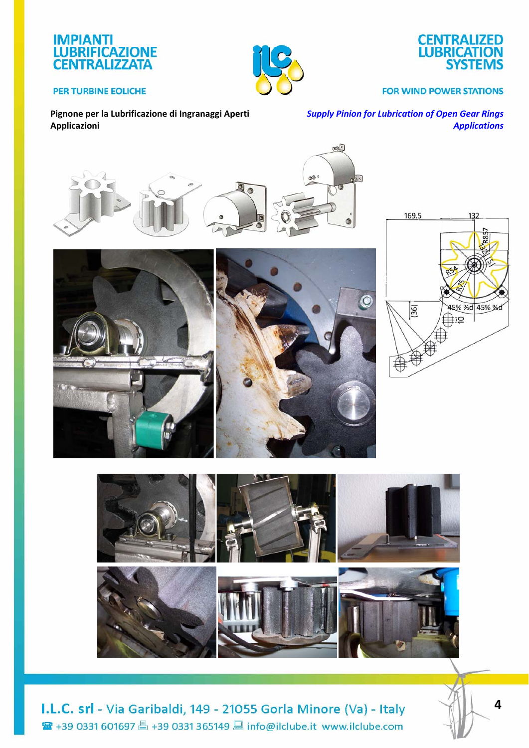# IMPIANTI LUBRIFICAZIONE CENTRALIZZATA

## PER TURBINE EOLICHE

# CENTRALIZED LUBRICATION SYSTEMS

## FOR WIND POWER STATIONS

**Pignone per la Lubrificazione di Ingranaggi Aperti**
**Applicazioni**

***Supply Pinion for Lubrication of Open Gear Rings***
***Applications***

169.5
132
R857
R54
R75
45% %d 45% %d
(36)
10

**I.L.C. srl** - Via Garibaldi, 149 - 21055 Gorla Minore (Va) - Italy
☎ +39 0331 601697 🖷 +39 0331 365149 💻 info@ilclube.it www.ilclube.com